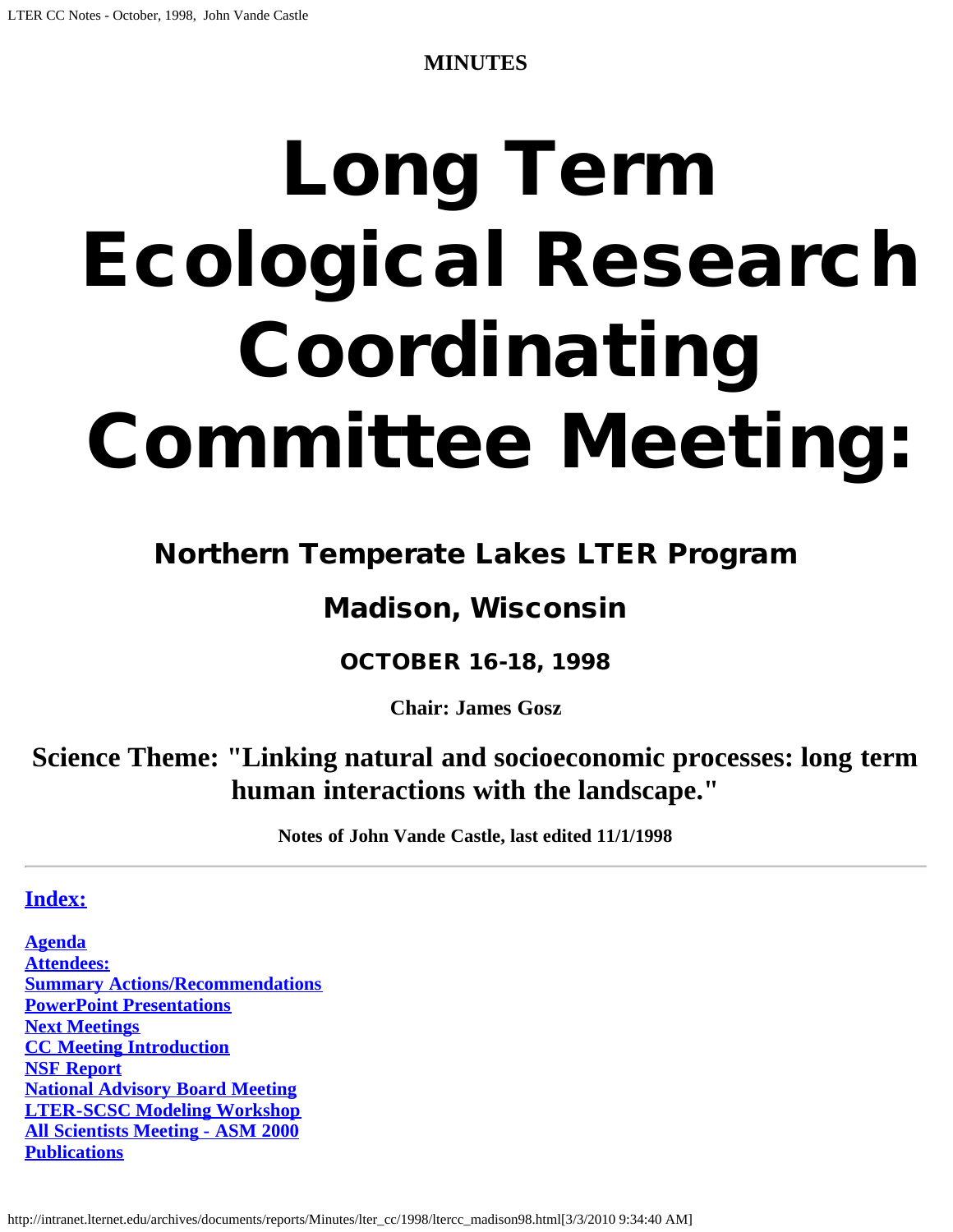**MINUTES**

# Long Term Ecological Research Coordinating Committee Meeting:

## Northern Temperate Lakes LTER Program

## Madison, Wisconsin

### OCTOBER 16-18, 1998

**Chair: James Gosz**

## Science Theme: "Linking natural and socioeconomic processes: long term human interactions with the landscape."

**Notes of John Vande Castle, last edited 11/1/1998**

---

### Index:

Agenda  
Attendees:  
Summary Actions/Recommendations  
PowerPoint Presentations  
Next Meetings  
CC Meeting Introduction  
NSF Report  
National Advisory Board Meeting  
LTER-SCSC Modeling Workshop  
All Scientists Meeting - ASM 2000  
Publications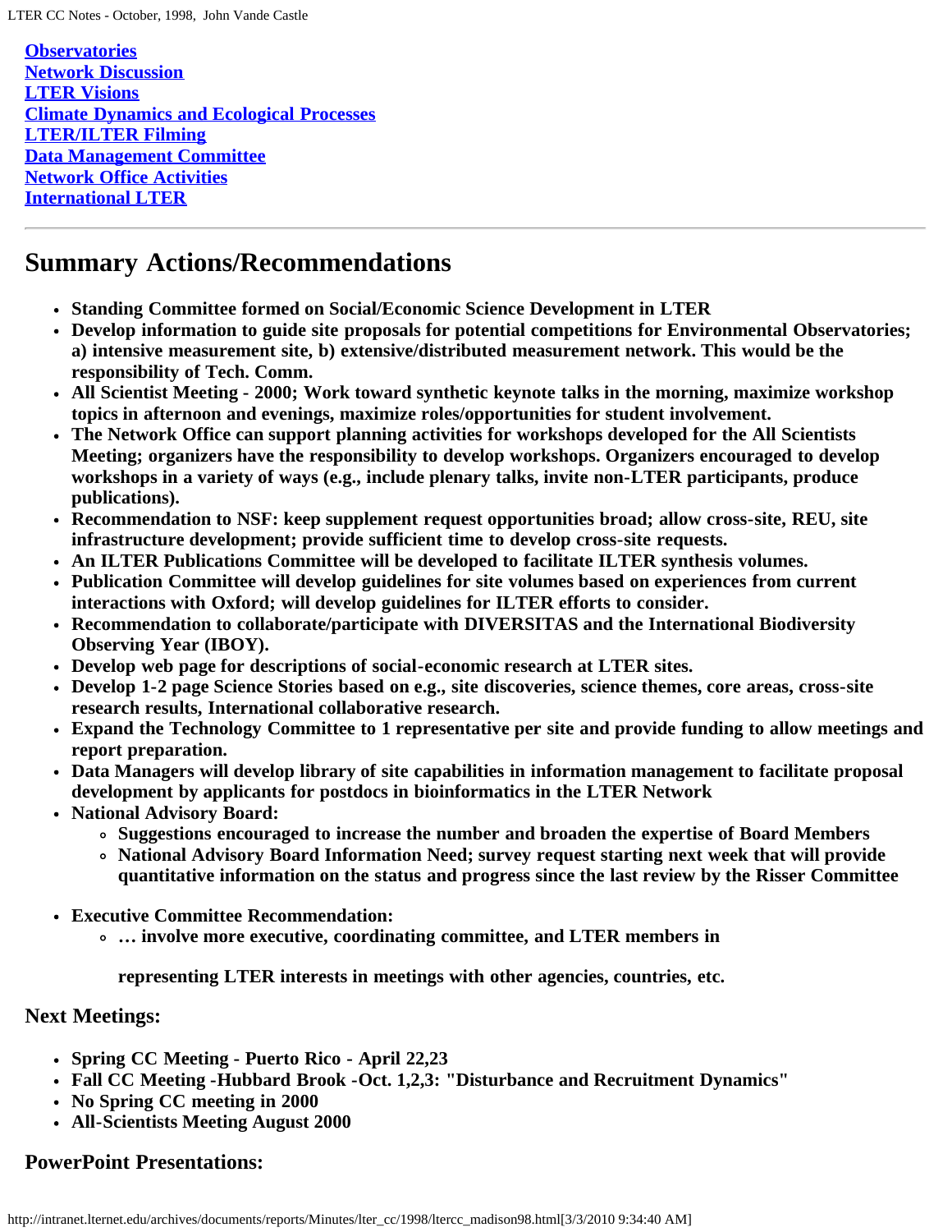[Observatories](#)
[Network Discussion](#)
[LTER Visions](#)
[Climate Dynamics and Ecological Processes](#)
[LTER/ILTER Filming](#)
[Data Management Committee](#)
[Network Office Activities](#)
[International LTER](#)

---

## Summary Actions/Recommendations

- **Standing Committee formed on Social/Economic Science Development in LTER**
- **Develop information to guide site proposals for potential competitions for Environmental Observatories; a) intensive measurement site, b) extensive/distributed measurement network. This would be the responsibility of Tech. Comm.**
- **All Scientist Meeting - 2000; Work toward synthetic keynote talks in the morning, maximize workshop topics in afternoon and evenings, maximize roles/opportunities for student involvement.**
- **The Network Office can support planning activities for workshops developed for the All Scientists Meeting; organizers have the responsibility to develop workshops. Organizers encouraged to develop workshops in a variety of ways (e.g., include plenary talks, invite non-LTER participants, produce publications).**
- **Recommendation to NSF: keep supplement request opportunities broad; allow cross-site, REU, site infrastructure development; provide sufficient time to develop cross-site requests.**
- **An ILTER Publications Committee will be developed to facilitate ILTER synthesis volumes.**
- **Publication Committee will develop guidelines for site volumes based on experiences from current interactions with Oxford; will develop guidelines for ILTER efforts to consider.**
- **Recommendation to collaborate/participate with DIVERSITAS and the International Biodiversity Observing Year (IBOY).**
- **Develop web page for descriptions of social-economic research at LTER sites.**
- **Develop 1-2 page Science Stories based on e.g., site discoveries, science themes, core areas, cross-site research results, International collaborative research.**
- **Expand the Technology Committee to 1 representative per site and provide funding to allow meetings and report preparation.**
- **Data Managers will develop library of site capabilities in information management to facilitate proposal development by applicants for postdocs in bioinformatics in the LTER Network**
- **National Advisory Board:**
  - **Suggestions encouraged to increase the number and broaden the expertise of Board Members**
  - **National Advisory Board Information Need; survey request starting next week that will provide quantitative information on the status and progress since the last review by the Risser Committee**
- **Executive Committee Recommendation:**
  - **… involve more executive, coordinating committee, and LTER members in**

    **representing LTER interests in meetings with other agencies, countries, etc.**

### Next Meetings:

- **Spring CC Meeting - Puerto Rico - April 22,23**
- **Fall CC Meeting -Hubbard Brook -Oct. 1,2,3: "Disturbance and Recruitment Dynamics"**
- **No Spring CC meeting in 2000**
- **All-Scientists Meeting August 2000**

### PowerPoint Presentations: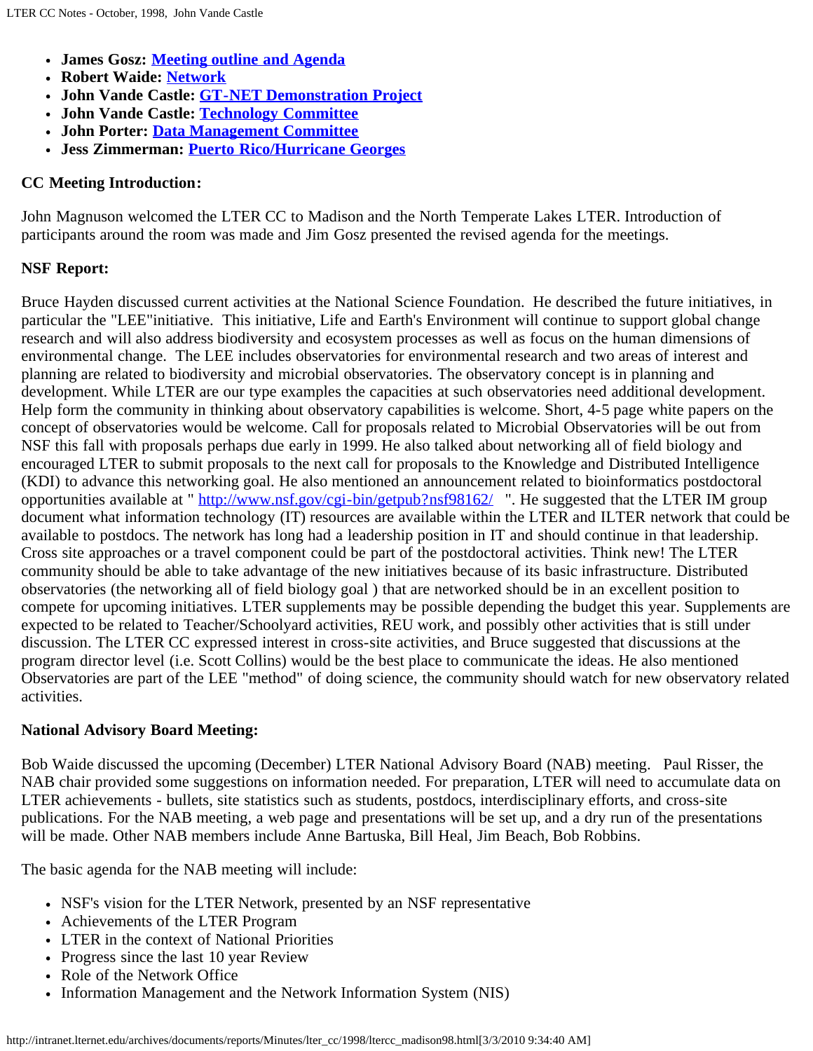- **James Gosz: [Meeting outline and Agenda]**
- **Robert Waide: [Network]**
- **John Vande Castle: [GT-NET Demonstration Project]**
- **John Vande Castle: [Technology Committee]**
- **John Porter: [Data Management Committee]**
- **Jess Zimmerman: [Puerto Rico/Hurricane Georges]**

**CC Meeting Introduction:**

John Magnuson welcomed the LTER CC to Madison and the North Temperate Lakes LTER. Introduction of participants around the room was made and Jim Gosz presented the revised agenda for the meetings.

**NSF Report:**

Bruce Hayden discussed current activities at the National Science Foundation. He described the future initiatives, in particular the "LEE"initiative. This initiative, Life and Earth's Environment will continue to support global change research and will also address biodiversity and ecosystem processes as well as focus on the human dimensions of environmental change. The LEE includes observatories for environmental research and two areas of interest and planning are related to biodiversity and microbial observatories. The observatory concept is in planning and development. While LTER are our type examples the capacities at such observatories need additional development. Help form the community in thinking about observatory capabilities is welcome. Short, 4-5 page white papers on the concept of observatories would be welcome. Call for proposals related to Microbial Observatories will be out from NSF this fall with proposals perhaps due early in 1999. He also talked about networking all of field biology and encouraged LTER to submit proposals to the next call for proposals to the Knowledge and Distributed Intelligence (KDI) to advance this networking goal. He also mentioned an announcement related to bioinformatics postdoctoral opportunities available at " http://www.nsf.gov/cgi-bin/getpub?nsf98162/ ". He suggested that the LTER IM group document what information technology (IT) resources are available within the LTER and ILTER network that could be available to postdocs. The network has long had a leadership position in IT and should continue in that leadership. Cross site approaches or a travel component could be part of the postdoctoral activities. Think new! The LTER community should be able to take advantage of the new initiatives because of its basic infrastructure. Distributed observatories (the networking all of field biology goal ) that are networked should be in an excellent position to compete for upcoming initiatives. LTER supplements may be possible depending the budget this year. Supplements are expected to be related to Teacher/Schoolyard activities, REU work, and possibly other activities that is still under discussion. The LTER CC expressed interest in cross-site activities, and Bruce suggested that discussions at the program director level (i.e. Scott Collins) would be the best place to communicate the ideas. He also mentioned Observatories are part of the LEE "method" of doing science, the community should watch for new observatory related activities.

**National Advisory Board Meeting:**

Bob Waide discussed the upcoming (December) LTER National Advisory Board (NAB) meeting. Paul Risser, the NAB chair provided some suggestions on information needed. For preparation, LTER will need to accumulate data on LTER achievements - bullets, site statistics such as students, postdocs, interdisciplinary efforts, and cross-site publications. For the NAB meeting, a web page and presentations will be set up, and a dry run of the presentations will be made. Other NAB members include Anne Bartuska, Bill Heal, Jim Beach, Bob Robbins.

The basic agenda for the NAB meeting will include:

- NSF's vision for the LTER Network, presented by an NSF representative
- Achievements of the LTER Program
- LTER in the context of National Priorities
- Progress since the last 10 year Review
- Role of the Network Office
- Information Management and the Network Information System (NIS)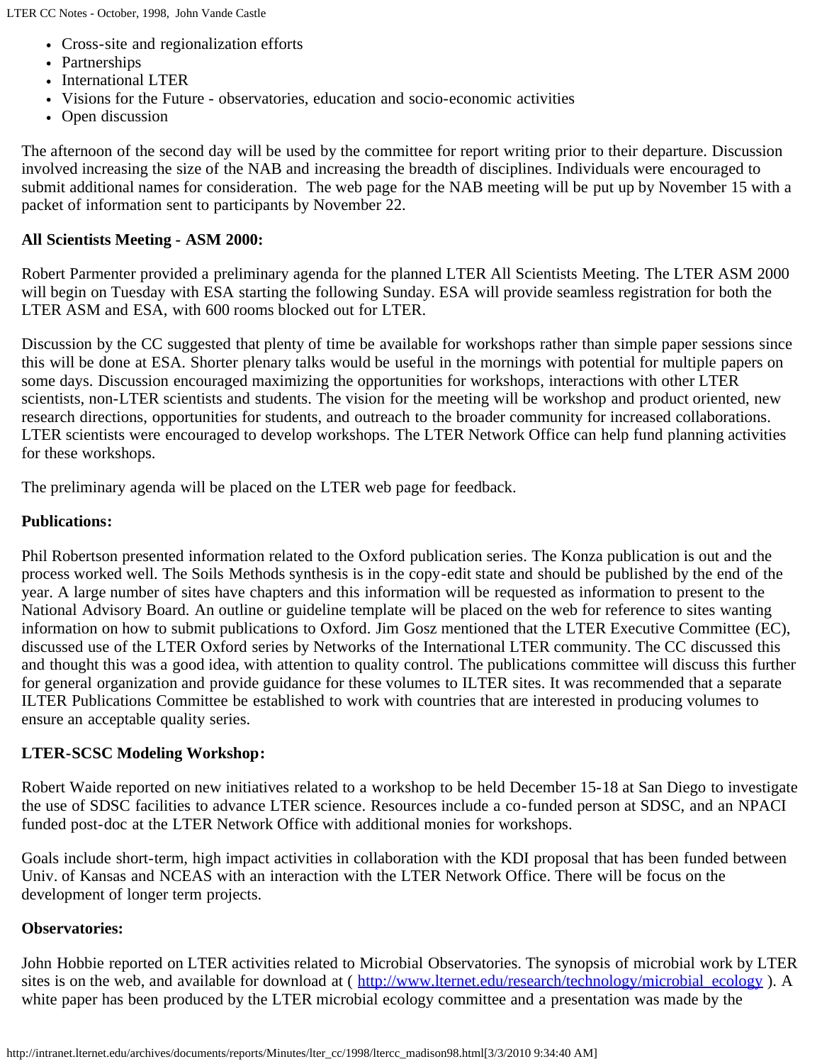- Cross-site and regionalization efforts
- Partnerships
- International LTER
- Visions for the Future - observatories, education and socio-economic activities
- Open discussion

The afternoon of the second day will be used by the committee for report writing prior to their departure. Discussion involved increasing the size of the NAB and increasing the breadth of disciplines. Individuals were encouraged to submit additional names for consideration. The web page for the NAB meeting will be put up by November 15 with a packet of information sent to participants by November 22.

**All Scientists Meeting - ASM 2000:**

Robert Parmenter provided a preliminary agenda for the planned LTER All Scientists Meeting. The LTER ASM 2000 will begin on Tuesday with ESA starting the following Sunday. ESA will provide seamless registration for both the LTER ASM and ESA, with 600 rooms blocked out for LTER.

Discussion by the CC suggested that plenty of time be available for workshops rather than simple paper sessions since this will be done at ESA. Shorter plenary talks would be useful in the mornings with potential for multiple papers on some days. Discussion encouraged maximizing the opportunities for workshops, interactions with other LTER scientists, non-LTER scientists and students. The vision for the meeting will be workshop and product oriented, new research directions, opportunities for students, and outreach to the broader community for increased collaborations. LTER scientists were encouraged to develop workshops. The LTER Network Office can help fund planning activities for these workshops.

The preliminary agenda will be placed on the LTER web page for feedback.

**Publications:**

Phil Robertson presented information related to the Oxford publication series. The Konza publication is out and the process worked well. The Soils Methods synthesis is in the copy-edit state and should be published by the end of the year. A large number of sites have chapters and this information will be requested as information to present to the National Advisory Board. An outline or guideline template will be placed on the web for reference to sites wanting information on how to submit publications to Oxford. Jim Gosz mentioned that the LTER Executive Committee (EC), discussed use of the LTER Oxford series by Networks of the International LTER community. The CC discussed this and thought this was a good idea, with attention to quality control. The publications committee will discuss this further for general organization and provide guidance for these volumes to ILTER sites. It was recommended that a separate ILTER Publications Committee be established to work with countries that are interested in producing volumes to ensure an acceptable quality series.

**LTER-SCSC Modeling Workshop:**

Robert Waide reported on new initiatives related to a workshop to be held December 15-18 at San Diego to investigate the use of SDSC facilities to advance LTER science. Resources include a co-funded person at SDSC, and an NPACI funded post-doc at the LTER Network Office with additional monies for workshops.

Goals include short-term, high impact activities in collaboration with the KDI proposal that has been funded between Univ. of Kansas and NCEAS with an interaction with the LTER Network Office. There will be focus on the development of longer term projects.

**Observatories:**

John Hobbie reported on LTER activities related to Microbial Observatories. The synopsis of microbial work by LTER sites is on the web, and available for download at ( http://www.lternet.edu/research/technology/microbial_ecology ). A white paper has been produced by the LTER microbial ecology committee and a presentation was made by the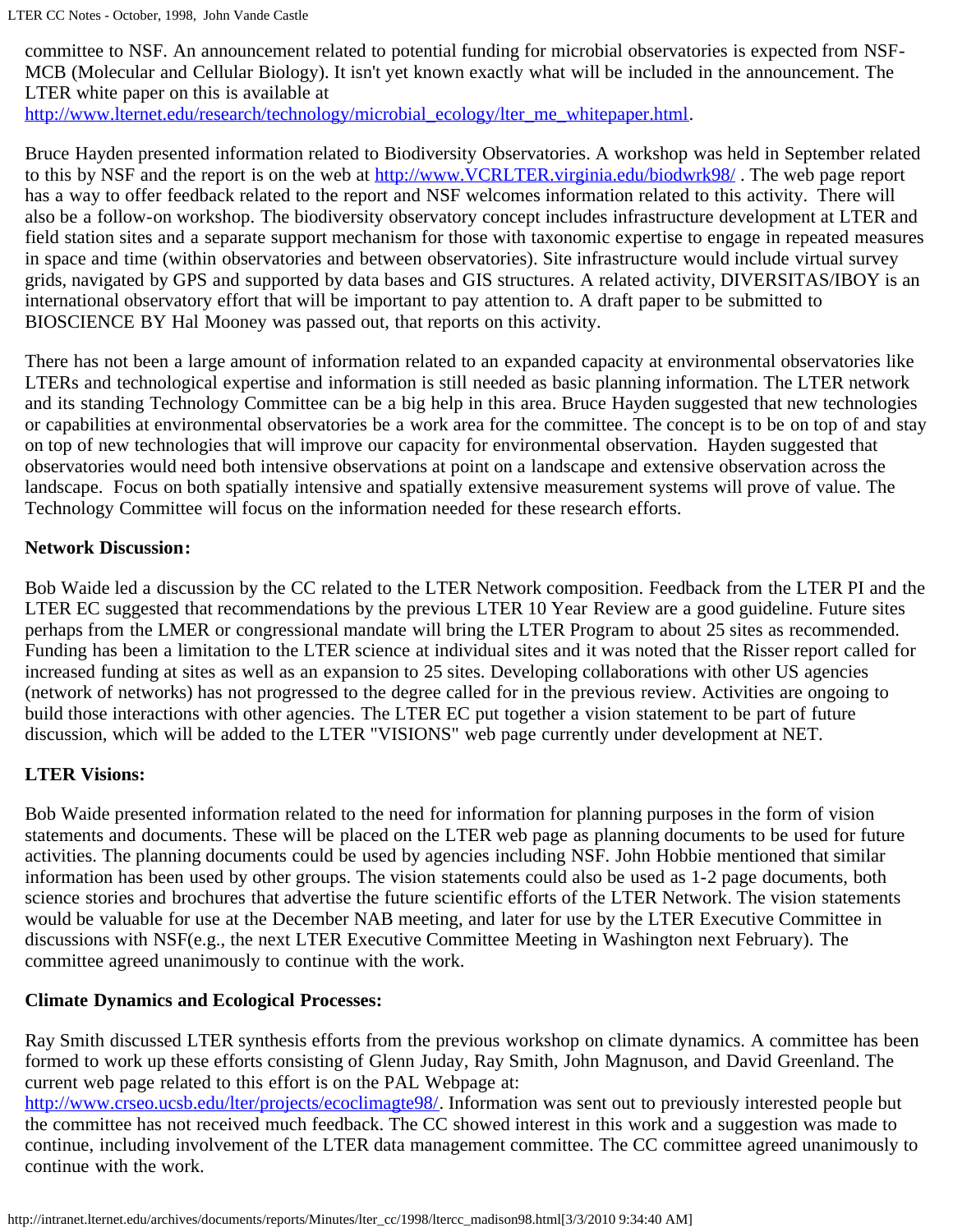committee to NSF. An announcement related to potential funding for microbial observatories is expected from NSF-MCB (Molecular and Cellular Biology). It isn't yet known exactly what will be included in the announcement. The LTER white paper on this is available at
[http://www.lternet.edu/research/technology/microbial_ecology/lter_me_whitepaper.html](http://www.lternet.edu/research/technology/microbial_ecology/lter_me_whitepaper.html).

Bruce Hayden presented information related to Biodiversity Observatories. A workshop was held in September related to this by NSF and the report is on the web at [http://www.VCRLTER.virginia.edu/biodwrk98/](http://www.VCRLTER.virginia.edu/biodwrk98/) . The web page report has a way to offer feedback related to the report and NSF welcomes information related to this activity. There will also be a follow-on workshop. The biodiversity observatory concept includes infrastructure development at LTER and field station sites and a separate support mechanism for those with taxonomic expertise to engage in repeated measures in space and time (within observatories and between observatories). Site infrastructure would include virtual survey grids, navigated by GPS and supported by data bases and GIS structures. A related activity, DIVERSITAS/IBOY is an international observatory effort that will be important to pay attention to. A draft paper to be submitted to BIOSCIENCE BY Hal Mooney was passed out, that reports on this activity.

There has not been a large amount of information related to an expanded capacity at environmental observatories like LTERs and technological expertise and information is still needed as basic planning information. The LTER network and its standing Technology Committee can be a big help in this area. Bruce Hayden suggested that new technologies or capabilities at environmental observatories be a work area for the committee. The concept is to be on top of and stay on top of new technologies that will improve our capacity for environmental observation. Hayden suggested that observatories would need both intensive observations at point on a landscape and extensive observation across the landscape. Focus on both spatially intensive and spatially extensive measurement systems will prove of value. The Technology Committee will focus on the information needed for these research efforts.

**Network Discussion:**

Bob Waide led a discussion by the CC related to the LTER Network composition. Feedback from the LTER PI and the LTER EC suggested that recommendations by the previous LTER 10 Year Review are a good guideline. Future sites perhaps from the LMER or congressional mandate will bring the LTER Program to about 25 sites as recommended. Funding has been a limitation to the LTER science at individual sites and it was noted that the Risser report called for increased funding at sites as well as an expansion to 25 sites. Developing collaborations with other US agencies (network of networks) has not progressed to the degree called for in the previous review. Activities are ongoing to build those interactions with other agencies. The LTER EC put together a vision statement to be part of future discussion, which will be added to the LTER "VISIONS" web page currently under development at NET.

**LTER Visions:**

Bob Waide presented information related to the need for information for planning purposes in the form of vision statements and documents. These will be placed on the LTER web page as planning documents to be used for future activities. The planning documents could be used by agencies including NSF. John Hobbie mentioned that similar information has been used by other groups. The vision statements could also be used as 1-2 page documents, both science stories and brochures that advertise the future scientific efforts of the LTER Network. The vision statements would be valuable for use at the December NAB meeting, and later for use by the LTER Executive Committee in discussions with NSF(e.g., the next LTER Executive Committee Meeting in Washington next February). The committee agreed unanimously to continue with the work.

**Climate Dynamics and Ecological Processes:**

Ray Smith discussed LTER synthesis efforts from the previous workshop on climate dynamics. A committee has been formed to work up these efforts consisting of Glenn Juday, Ray Smith, John Magnuson, and David Greenland. The current web page related to this effort is on the PAL Webpage at:
[http://www.crseo.ucsb.edu/lter/projects/ecoclimagte98/](http://www.crseo.ucsb.edu/lter/projects/ecoclimagte98/). Information was sent out to previously interested people but the committee has not received much feedback. The CC showed interest in this work and a suggestion was made to continue, including involvement of the LTER data management committee. The CC committee agreed unanimously to continue with the work.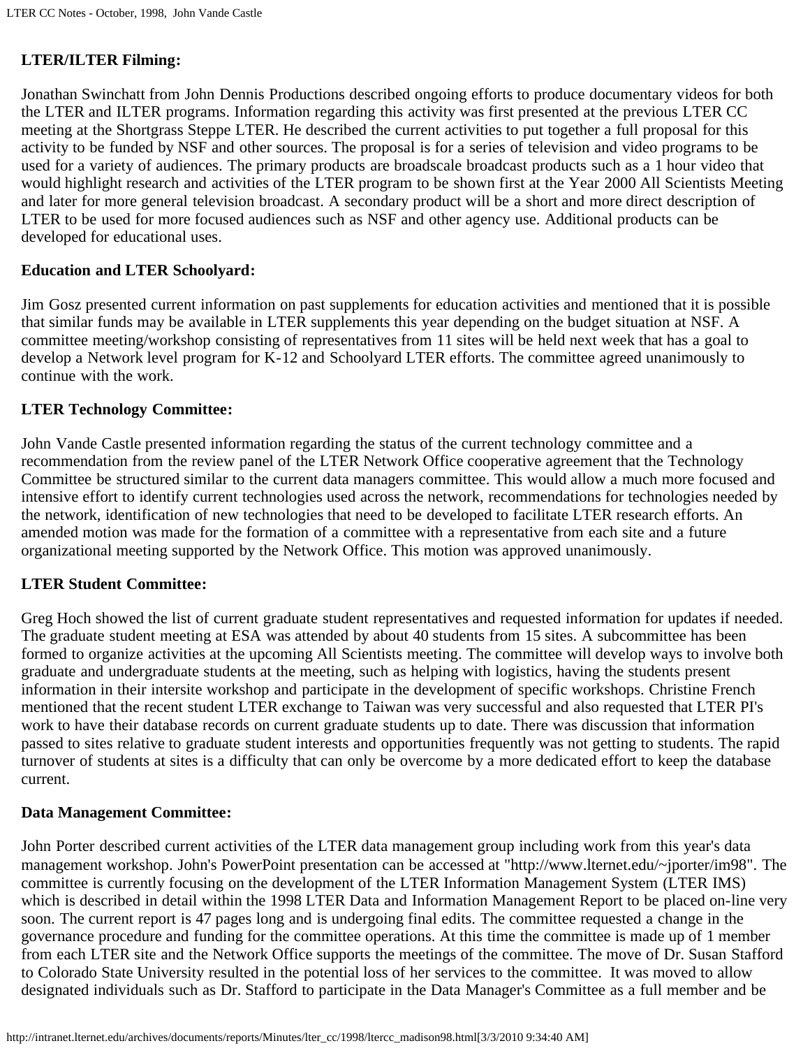**LTER/ILTER Filming:**

Jonathan Swinchatt from John Dennis Productions described ongoing efforts to produce documentary videos for both the LTER and ILTER programs. Information regarding this activity was first presented at the previous LTER CC meeting at the Shortgrass Steppe LTER. He described the current activities to put together a full proposal for this activity to be funded by NSF and other sources. The proposal is for a series of television and video programs to be used for a variety of audiences. The primary products are broadscale broadcast products such as a 1 hour video that would highlight research and activities of the LTER program to be shown first at the Year 2000 All Scientists Meeting and later for more general television broadcast. A secondary product will be a short and more direct description of LTER to be used for more focused audiences such as NSF and other agency use. Additional products can be developed for educational uses.

**Education and LTER Schoolyard:**

Jim Gosz presented current information on past supplements for education activities and mentioned that it is possible that similar funds may be available in LTER supplements this year depending on the budget situation at NSF. A committee meeting/workshop consisting of representatives from 11 sites will be held next week that has a goal to develop a Network level program for K-12 and Schoolyard LTER efforts. The committee agreed unanimously to continue with the work.

**LTER Technology Committee:**

John Vande Castle presented information regarding the status of the current technology committee and a recommendation from the review panel of the LTER Network Office cooperative agreement that the Technology Committee be structured similar to the current data managers committee. This would allow a much more focused and intensive effort to identify current technologies used across the network, recommendations for technologies needed by the network, identification of new technologies that need to be developed to facilitate LTER research efforts. An amended motion was made for the formation of a committee with a representative from each site and a future organizational meeting supported by the Network Office. This motion was approved unanimously.

**LTER Student Committee:**

Greg Hoch showed the list of current graduate student representatives and requested information for updates if needed. The graduate student meeting at ESA was attended by about 40 students from 15 sites. A subcommittee has been formed to organize activities at the upcoming All Scientists meeting. The committee will develop ways to involve both graduate and undergraduate students at the meeting, such as helping with logistics, having the students present information in their intersite workshop and participate in the development of specific workshops. Christine French mentioned that the recent student LTER exchange to Taiwan was very successful and also requested that LTER PI's work to have their database records on current graduate students up to date. There was discussion that information passed to sites relative to graduate student interests and opportunities frequently was not getting to students. The rapid turnover of students at sites is a difficulty that can only be overcome by a more dedicated effort to keep the database current.

**Data Management Committee:**

John Porter described current activities of the LTER data management group including work from this year's data management workshop. John's PowerPoint presentation can be accessed at "http://www.lternet.edu/~jporter/im98". The committee is currently focusing on the development of the LTER Information Management System (LTER IMS) which is described in detail within the 1998 LTER Data and Information Management Report to be placed on-line very soon. The current report is 47 pages long and is undergoing final edits. The committee requested a change in the governance procedure and funding for the committee operations. At this time the committee is made up of 1 member from each LTER site and the Network Office supports the meetings of the committee. The move of Dr. Susan Stafford to Colorado State University resulted in the potential loss of her services to the committee. It was moved to allow designated individuals such as Dr. Stafford to participate in the Data Manager's Committee as a full member and be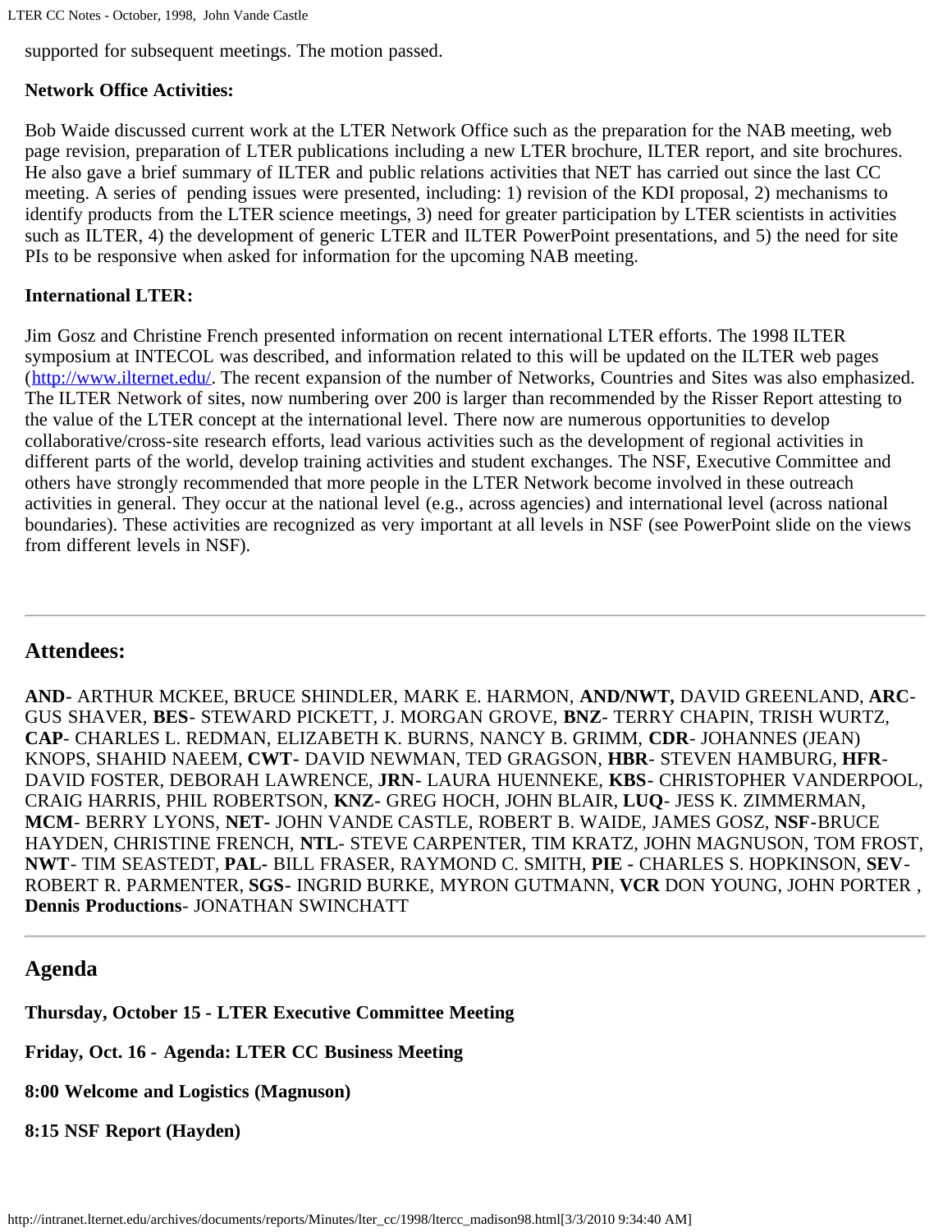supported for subsequent meetings. The motion passed.

**Network Office Activities:**

Bob Waide discussed current work at the LTER Network Office such as the preparation for the NAB meeting, web page revision, preparation of LTER publications including a new LTER brochure, ILTER report, and site brochures. He also gave a brief summary of ILTER and public relations activities that NET has carried out since the last CC meeting. A series of pending issues were presented, including: 1) revision of the KDI proposal, 2) mechanisms to identify products from the LTER science meetings, 3) need for greater participation by LTER scientists in activities such as ILTER, 4) the development of generic LTER and ILTER PowerPoint presentations, and 5) the need for site PIs to be responsive when asked for information for the upcoming NAB meeting.

**International LTER:**

Jim Gosz and Christine French presented information on recent international LTER efforts. The 1998 ILTER symposium at INTECOL was described, and information related to this will be updated on the ILTER web pages (http://www.ilternet.edu/. The recent expansion of the number of Networks, Countries and Sites was also emphasized. The ILTER Network of sites, now numbering over 200 is larger than recommended by the Risser Report attesting to the value of the LTER concept at the international level. There now are numerous opportunities to develop collaborative/cross-site research efforts, lead various activities such as the development of regional activities in different parts of the world, develop training activities and student exchanges. The NSF, Executive Committee and others have strongly recommended that more people in the LTER Network become involved in these outreach activities in general. They occur at the national level (e.g., across agencies) and international level (across national boundaries). These activities are recognized as very important at all levels in NSF (see PowerPoint slide on the views from different levels in NSF).

---

## Attendees:

**AND**- ARTHUR MCKEE, BRUCE SHINDLER, MARK E. HARMON, **AND/NWT,** DAVID GREENLAND, **ARC**- GUS SHAVER, **BES**- STEWARD PICKETT, J. MORGAN GROVE, **BNZ**- TERRY CHAPIN, TRISH WURTZ, **CAP**- CHARLES L. REDMAN, ELIZABETH K. BURNS, NANCY B. GRIMM, **CDR**- JOHANNES (JEAN) KNOPS, SHAHID NAEEM, **CWT**- DAVID NEWMAN, TED GRAGSON, **HBR**- STEVEN HAMBURG, **HFR**- DAVID FOSTER, DEBORAH LAWRENCE, **JRN**- LAURA HUENNEKE, **KBS**- CHRISTOPHER VANDERPOOL, CRAIG HARRIS, PHIL ROBERTSON, **KNZ**- GREG HOCH, JOHN BLAIR, **LUQ**- JESS K. ZIMMERMAN, **MCM**- BERRY LYONS, **NET**- JOHN VANDE CASTLE, ROBERT B. WAIDE, JAMES GOSZ, **NSF**-BRUCE HAYDEN, CHRISTINE FRENCH, **NTL**- STEVE CARPENTER, TIM KRATZ, JOHN MAGNUSON, TOM FROST, **NWT**- TIM SEASTEDT, **PAL**- BILL FRASER, RAYMOND C. SMITH, **PIE** - CHARLES S. HOPKINSON, **SEV**- ROBERT R. PARMENTER, **SGS**- INGRID BURKE, MYRON GUTMANN, **VCR** DON YOUNG, JOHN PORTER , **Dennis Productions**- JONATHAN SWINCHATT

---

## Agenda

**Thursday, October 15 - LTER Executive Committee Meeting**

**Friday, Oct. 16 - Agenda: LTER CC Business Meeting**

**8:00 Welcome and Logistics (Magnuson)**

**8:15 NSF Report (Hayden)**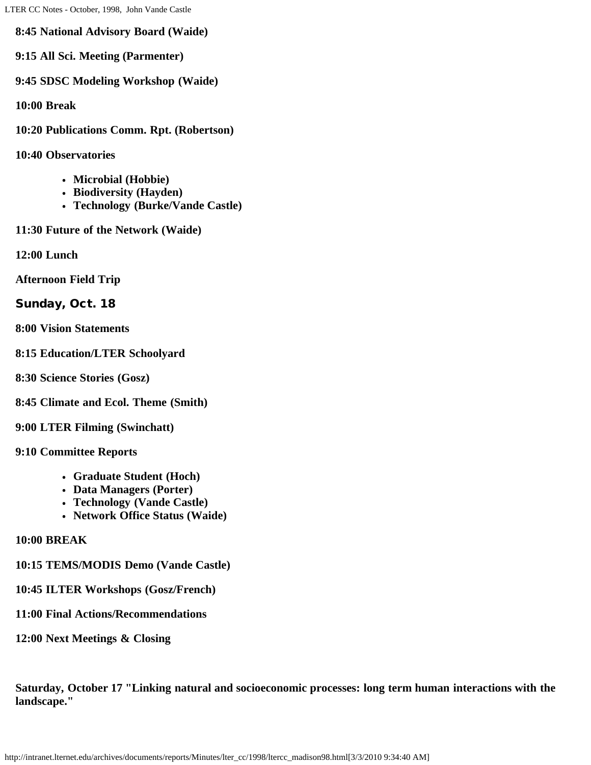**8:45 National Advisory Board (Waide)**

**9:15 All Sci. Meeting (Parmenter)**

**9:45 SDSC Modeling Workshop (Waide)**

**10:00 Break**

**10:20 Publications Comm. Rpt. (Robertson)**

**10:40 Observatories**

- **Microbial (Hobbie)**
- **Biodiversity (Hayden)**
- **Technology (Burke/Vande Castle)**

**11:30 Future of the Network (Waide)**

**12:00 Lunch**

**Afternoon Field Trip**

### Sunday, Oct. 18

**8:00 Vision Statements**

**8:15 Education/LTER Schoolyard**

**8:30 Science Stories (Gosz)**

**8:45 Climate and Ecol. Theme (Smith)**

**9:00 LTER Filming (Swinchatt)**

**9:10 Committee Reports**

- **Graduate Student (Hoch)**
- **Data Managers (Porter)**
- **Technology (Vande Castle)**
- **Network Office Status (Waide)**

**10:00 BREAK**

**10:15 TEMS/MODIS Demo (Vande Castle)**

**10:45 ILTER Workshops (Gosz/French)**

**11:00 Final Actions/Recommendations**

**12:00 Next Meetings & Closing**

**Saturday, October 17 "Linking natural and socioeconomic processes: long term human interactions with the landscape."**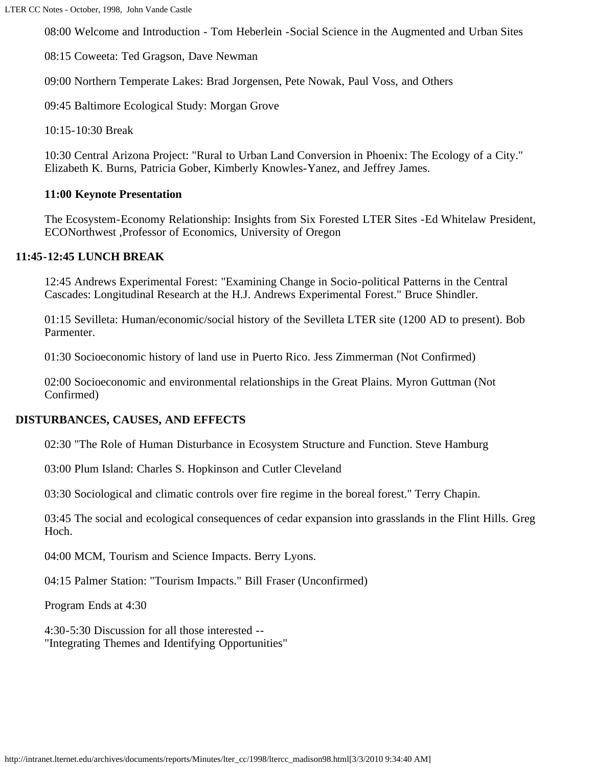08:00 Welcome and Introduction - Tom Heberlein -Social Science in the Augmented and Urban Sites

08:15 Coweeta: Ted Gragson, Dave Newman

09:00 Northern Temperate Lakes: Brad Jorgensen, Pete Nowak, Paul Voss, and Others

09:45 Baltimore Ecological Study: Morgan Grove

10:15-10:30 Break

10:30 Central Arizona Project: "Rural to Urban Land Conversion in Phoenix: The Ecology of a City." Elizabeth K. Burns, Patricia Gober, Kimberly Knowles-Yanez, and Jeffrey James.

**11:00 Keynote Presentation**

The Ecosystem-Economy Relationship: Insights from Six Forested LTER Sites -Ed Whitelaw President, ECONorthwest ,Professor of Economics, University of Oregon

**11:45-12:45 LUNCH BREAK**

12:45 Andrews Experimental Forest: "Examining Change in Socio-political Patterns in the Central Cascades: Longitudinal Research at the H.J. Andrews Experimental Forest." Bruce Shindler.

01:15 Sevilleta: Human/economic/social history of the Sevilleta LTER site (1200 AD to present). Bob Parmenter.

01:30 Socioeconomic history of land use in Puerto Rico. Jess Zimmerman (Not Confirmed)

02:00 Socioeconomic and environmental relationships in the Great Plains. Myron Guttman (Not Confirmed)

**DISTURBANCES, CAUSES, AND EFFECTS**

02:30 "The Role of Human Disturbance in Ecosystem Structure and Function. Steve Hamburg

03:00 Plum Island: Charles S. Hopkinson and Cutler Cleveland

03:30 Sociological and climatic controls over fire regime in the boreal forest." Terry Chapin.

03:45 The social and ecological consequences of cedar expansion into grasslands in the Flint Hills. Greg Hoch.

04:00 MCM, Tourism and Science Impacts. Berry Lyons.

04:15 Palmer Station: "Tourism Impacts." Bill Fraser (Unconfirmed)

Program Ends at 4:30

4:30-5:30 Discussion for all those interested --
"Integrating Themes and Identifying Opportunities"